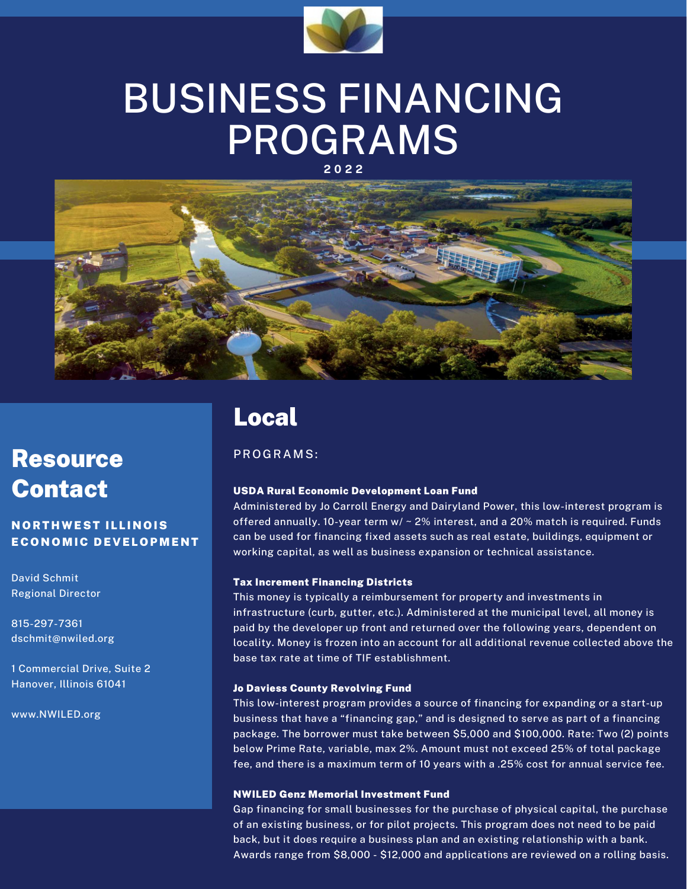# BUSINESS FINANCING PROGRAMS

**2022**

## Local

PROGRAMS:

**USDA Rural Economic Development Loan Fund**

Administered by Jo Carroll Energy and Dairyland Power, this low-interest program is offered annually. 10-year term w/ ~ 2% interest, and a 20% match is required. Funds can be used for financing fixed assets such as real estate, buildings, equipment or working capital, as well as business expansion or technical assistance.

**Tax Increment Financing Districts**

This money is typically a reimbursement for property and investments in infrastructure (curb, gutter, etc.). Administered at the municipal level, all money is paid by the developer up front and returned over the following years, dependent on locality. Money is frozen into an account for all additional revenue collected above the base tax rate at time of TIF establishment.

**Jo Daviess County Revolving Fund**

This low-interest program provides a source of financing for expanding or a start-up business that have a "financing gap," and is designed to serve as part of a financing package. The borrower must take between $5,000 and $100,000. Rate: Two (2) points below Prime Rate, variable, max 2%. Amount must not exceed 25% of total package fee, and there is a maximum term of 10 years with a .25% cost for annual service fee.

**NWILED Genz Memorial Investment Fund**

Gap financing for small businesses for the purchase of physical capital, the purchase of an existing business, or for pilot projects. This program does not need to be paid back, but it does require a business plan and an existing relationship with a bank. Awards range from $8,000 - $12,000 and applications are reviewed on a rolling basis.

## Resource Contact

**NORTHWEST ILLINOIS ECONOMIC DEVELOPMENT**

David Schmit
Regional Director

815-297-7361
dschmit@nwiled.org

1 Commercial Drive, Suite 2
Hanover, Illinois 61041

www.NWILED.org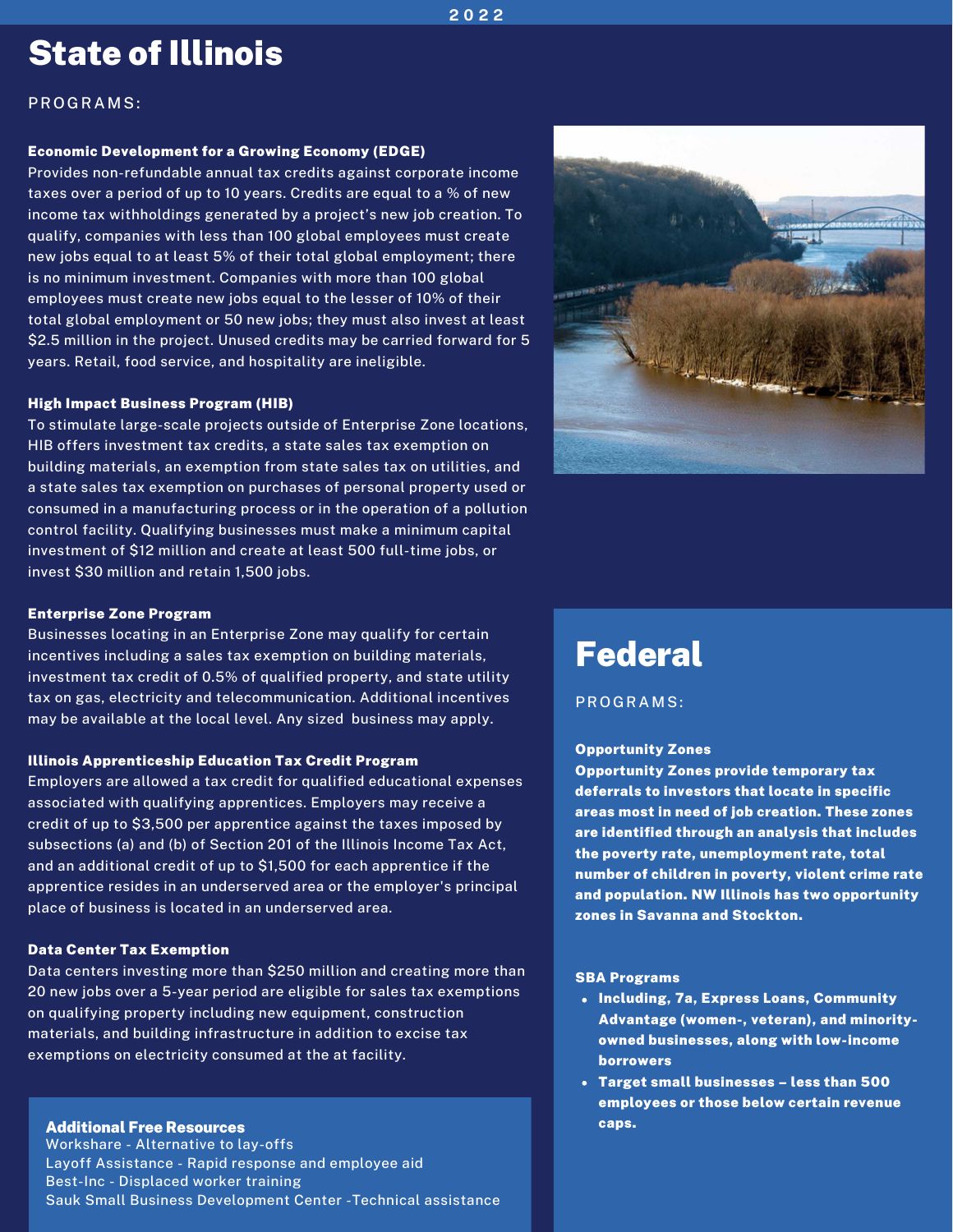2022

# State of Illinois

PROGRAMS:

**Economic Development for a Growing Economy (EDGE)**

Provides non-refundable annual tax credits against corporate income taxes over a period of up to 10 years. Credits are equal to a % of new income tax withholdings generated by a project's new job creation. To qualify, companies with less than 100 global employees must create new jobs equal to at least 5% of their total global employment; there is no minimum investment. Companies with more than 100 global employees must create new jobs equal to the lesser of 10% of their total global employment or 50 new jobs; they must also invest at least $2.5 million in the project. Unused credits may be carried forward for 5 years. Retail, food service, and hospitality are ineligible.

**High Impact Business Program (HIB)**

To stimulate large-scale projects outside of Enterprise Zone locations, HIB offers investment tax credits, a state sales tax exemption on building materials, an exemption from state sales tax on utilities, and a state sales tax exemption on purchases of personal property used or consumed in a manufacturing process or in the operation of a pollution control facility. Qualifying businesses must make a minimum capital investment of $12 million and create at least 500 full-time jobs, or invest $30 million and retain 1,500 jobs.

**Enterprise Zone Program**

Businesses locating in an Enterprise Zone may qualify for certain incentives including a sales tax exemption on building materials, investment tax credit of 0.5% of qualified property, and state utility tax on gas, electricity and telecommunication. Additional incentives may be available at the local level. Any sized business may apply.

**Illinois Apprenticeship Education Tax Credit Program**

Employers are allowed a tax credit for qualified educational expenses associated with qualifying apprentices. Employers may receive a credit of up to $3,500 per apprentice against the taxes imposed by subsections (a) and (b) of Section 201 of the Illinois Income Tax Act, and an additional credit of up to $1,500 for each apprentice if the apprentice resides in an underserved area or the employer's principal place of business is located in an underserved area.

**Data Center Tax Exemption**

Data centers investing more than $250 million and creating more than 20 new jobs over a 5-year period are eligible for sales tax exemptions on qualifying property including new equipment, construction materials, and building infrastructure in addition to excise tax exemptions on electricity consumed at the at facility.

**Additional Free Resources**

Workshare - Alternative to lay-offs
Layoff Assistance - Rapid response and employee aid
Best-Inc - Displaced worker training
Sauk Small Business Development Center -Technical assistance

# Federal

PROGRAMS:

**Opportunity Zones**

**Opportunity Zones provide temporary tax deferrals to investors that locate in specific areas most in need of job creation. These zones are identified through an analysis that includes the poverty rate, unemployment rate, total number of children in poverty, violent crime rate and population. NW Illinois has two opportunity zones in Savanna and Stockton.**

**SBA Programs**

- **Including, 7a, Express Loans, Community Advantage (women-, veteran), and minority-owned businesses, along with low-income borrowers**
- **Target small businesses – less than 500 employees or those below certain revenue caps.**